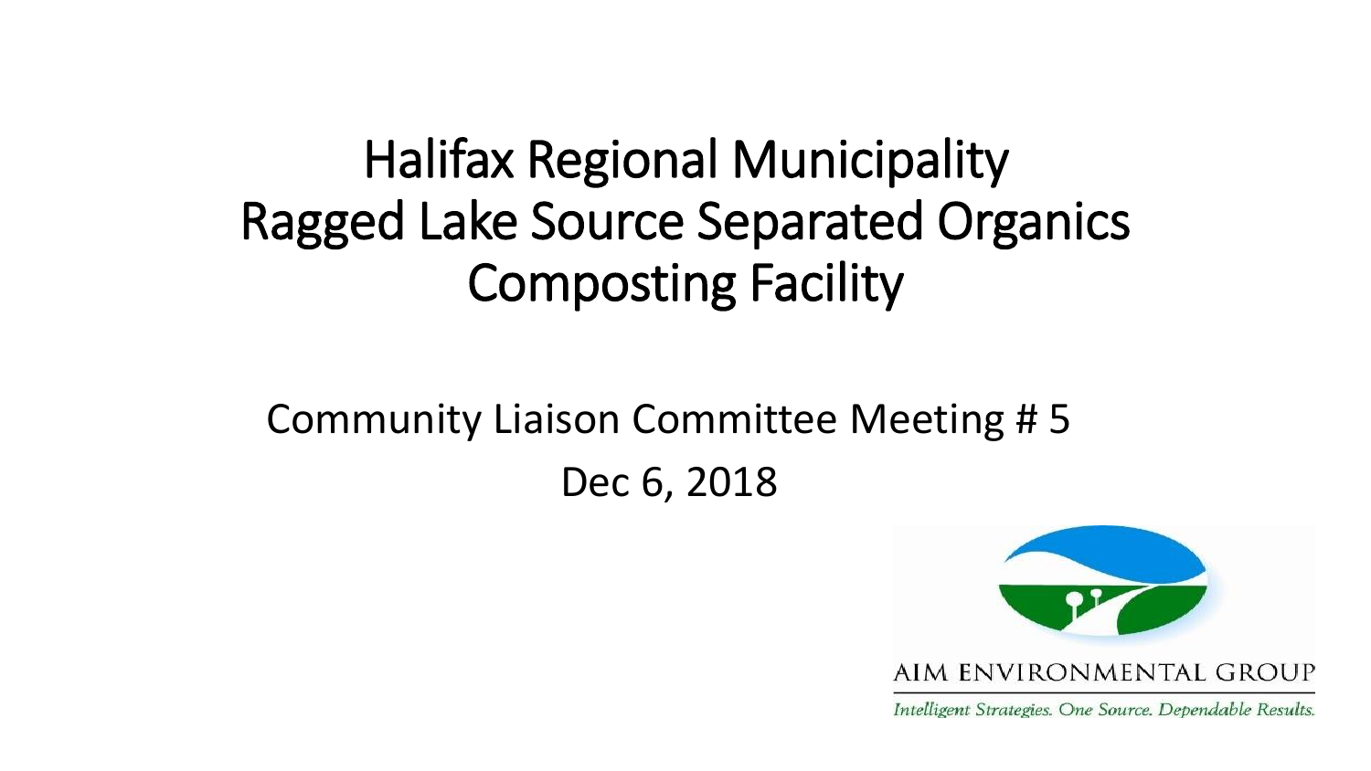# Halifax Regional Municipality
# Ragged Lake Source Separated Organics Composting Facility

## Community Liaison Committee Meeting # 5

Dec 6, 2018

AIM ENVIRONMENTAL GROUP

*Intelligent Strategies. One Source. Dependable Results.*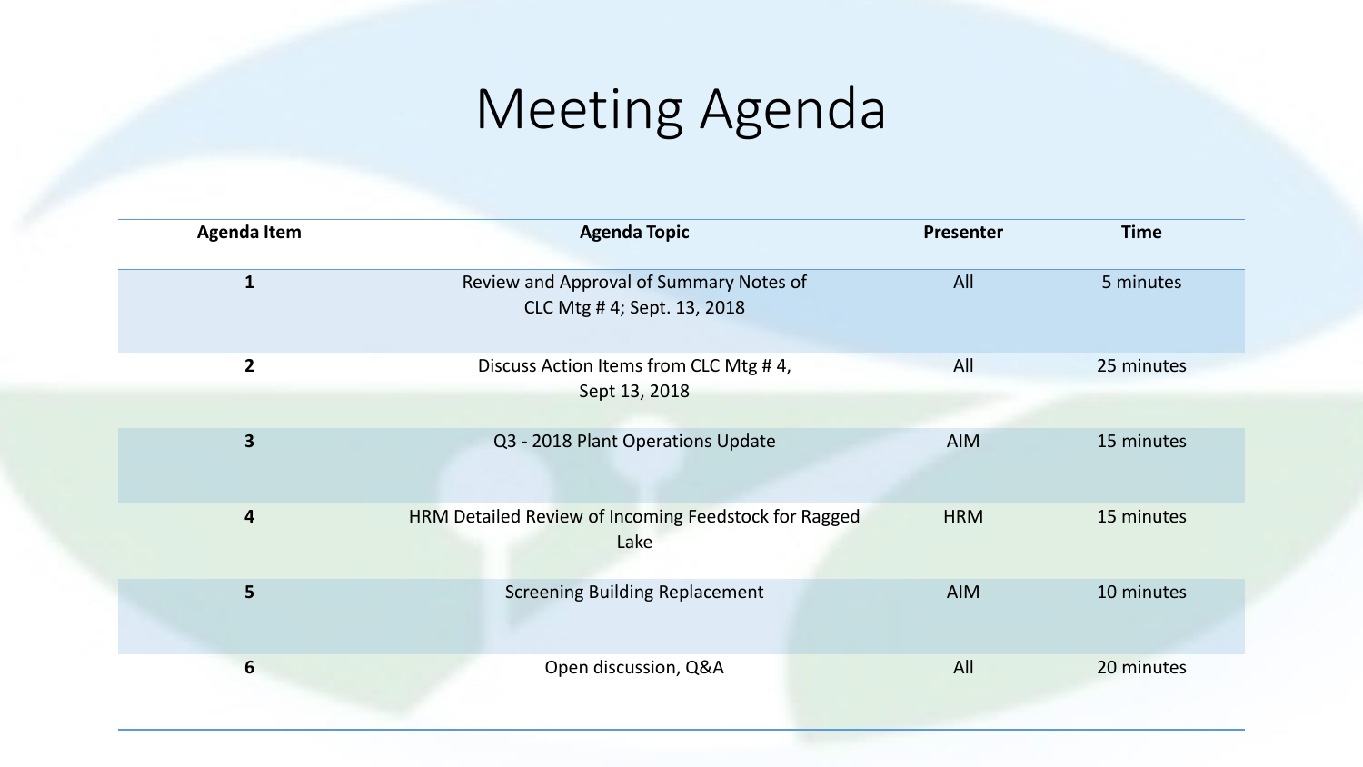# Meeting Agenda

| Agenda Item | Agenda Topic | Presenter | Time |
|---|---|---|---|
| 1 | Review and Approval of Summary Notes of CLC Mtg # 4; Sept. 13, 2018 | All | 5 minutes |
| 2 | Discuss Action Items from CLC Mtg # 4, Sept 13, 2018 | All | 25 minutes |
| 3 | Q3 - 2018 Plant Operations Update | AIM | 15 minutes |
| 4 | HRM Detailed Review of Incoming Feedstock for Ragged Lake | HRM | 15 minutes |
| 5 | Screening Building Replacement | AIM | 10 minutes |
| 6 | Open discussion, Q&A | All | 20 minutes |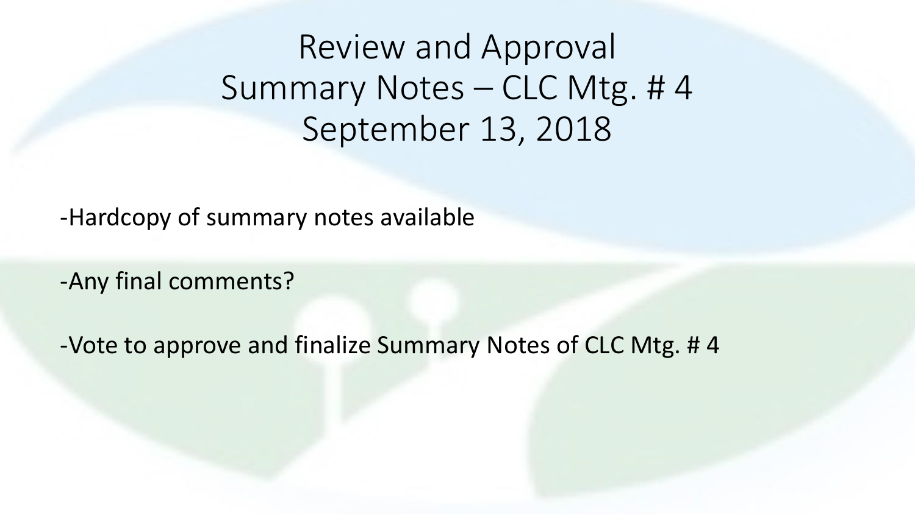# Review and Approval
# Summary Notes – CLC Mtg. # 4
# September 13, 2018

-Hardcopy of summary notes available

-Any final comments?

-Vote to approve and finalize Summary Notes of CLC Mtg. # 4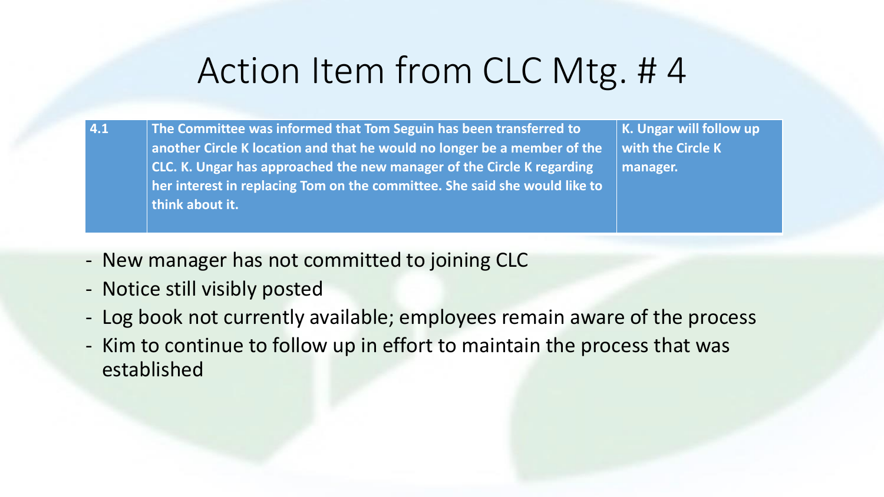# Action Item from CLC Mtg. # 4

| | | |
|---|---|---|
| **4.1** | **The Committee was informed that Tom Seguin has been transferred to another Circle K location and that he would no longer be a member of the CLC. K. Ungar has approached the new manager of the Circle K regarding her interest in replacing Tom on the committee. She said she would like to think about it.** | **K. Ungar will follow up with the Circle K manager.** |

- New manager has not committed to joining CLC
- Notice still visibly posted
- Log book not currently available; employees remain aware of the process
- Kim to continue to follow up in effort to maintain the process that was established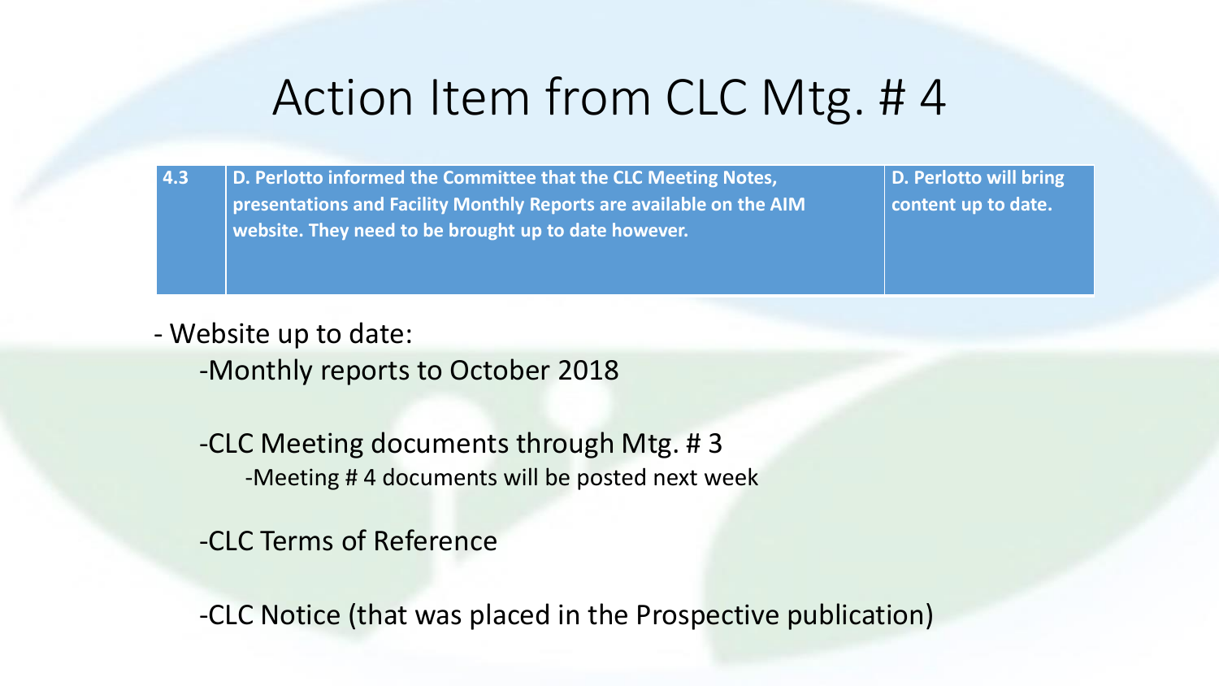# Action Item from CLC Mtg. # 4

| 4.3 | D. Perlotto informed the Committee that the CLC Meeting Notes, presentations and Facility Monthly Reports are available on the AIM website. They need to be brought up to date however. | D. Perlotto will bring content up to date. |
|---|---|---|

- Website up to date:
  - Monthly reports to October 2018
  - CLC Meeting documents through Mtg. # 3
    - Meeting # 4 documents will be posted next week
  - CLC Terms of Reference
  - CLC Notice (that was placed in the Prospective publication)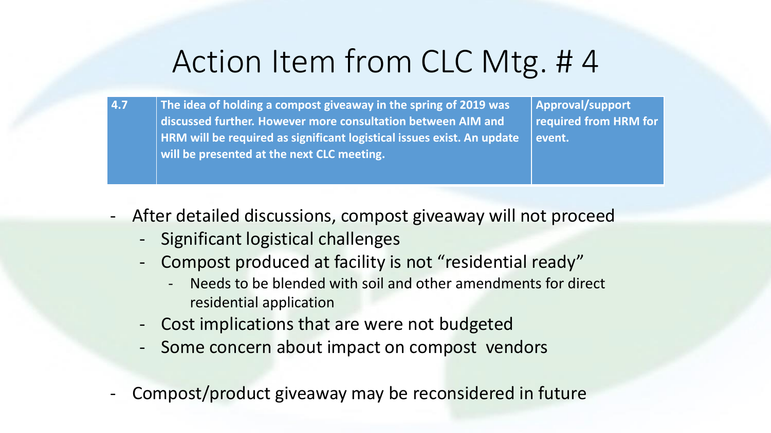# Action Item from CLC Mtg. # 4

| 4.7 | The idea of holding a compost giveaway in the spring of 2019 was discussed further. However more consultation between AIM and HRM will be required as significant logistical issues exist. An update will be presented at the next CLC meeting. | Approval/support required from HRM for event. |
|---|---|---|

- After detailed discussions, compost giveaway will not proceed
  - Significant logistical challenges
  - Compost produced at facility is not "residential ready"
    - Needs to be blended with soil and other amendments for direct residential application
  - Cost implications that are were not budgeted
  - Some concern about impact on compost vendors

- Compost/product giveaway may be reconsidered in future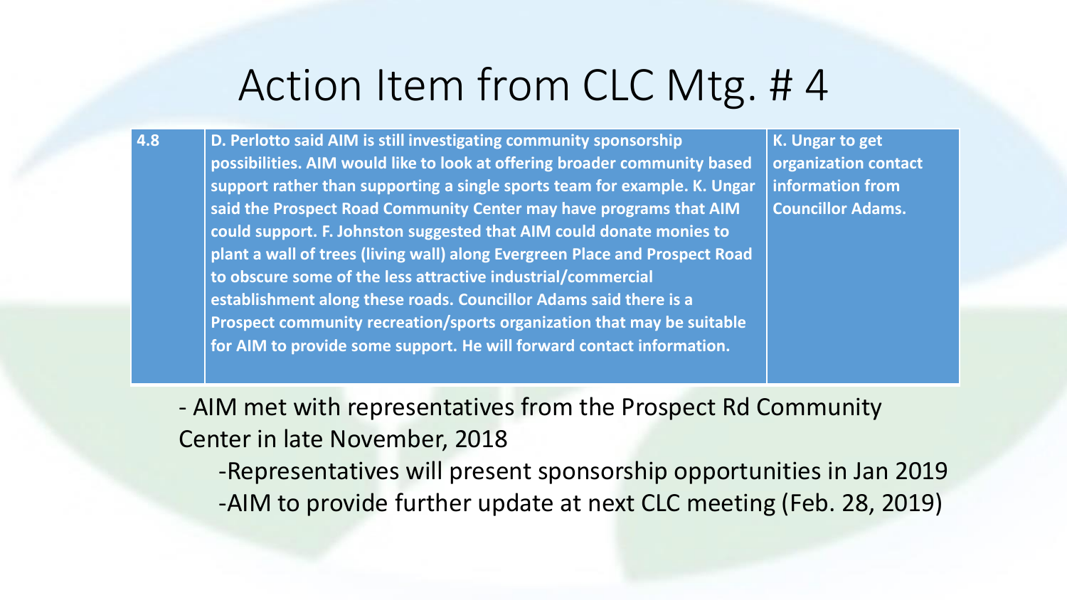# Action Item from CLC Mtg. # 4

| | | |
|---|---|---|
| **4.8** | **D. Perlotto said AIM is still investigating community sponsorship possibilities. AIM would like to look at offering broader community based support rather than supporting a single sports team for example. K. Ungar said the Prospect Road Community Center may have programs that AIM could support. F. Johnston suggested that AIM could donate monies to plant a wall of trees (living wall) along Evergreen Place and Prospect Road to obscure some of the less attractive industrial/commercial establishment along these roads. Councillor Adams said there is a Prospect community recreation/sports organization that may be suitable for AIM to provide some support. He will forward contact information.** | **K. Ungar to get organization contact information from Councillor Adams.** |

- AIM met with representatives from the Prospect Rd Community Center in late November, 2018
  - Representatives will present sponsorship opportunities in Jan 2019
  - AIM to provide further update at next CLC meeting (Feb. 28, 2019)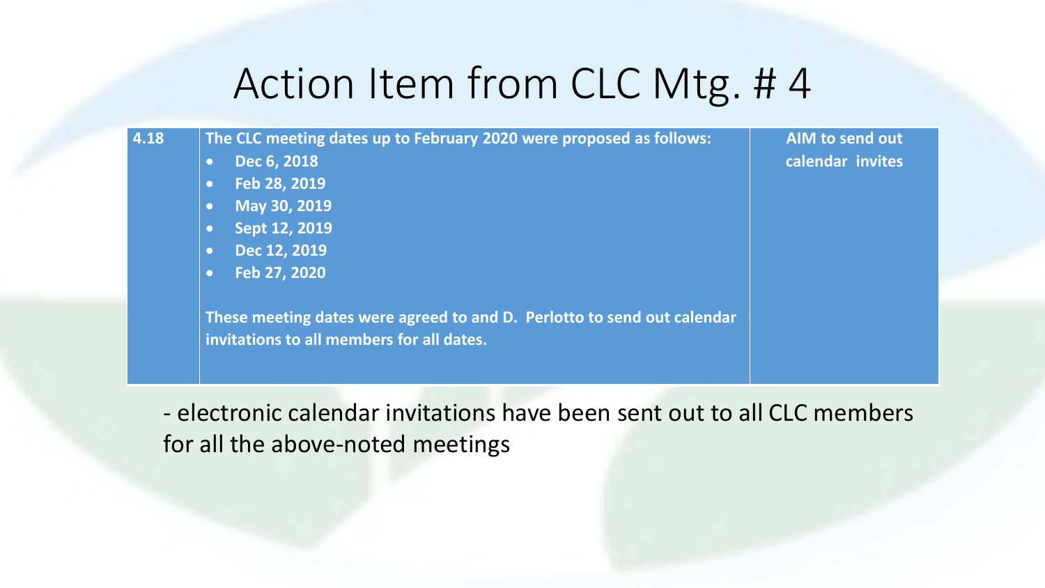# Action Item from CLC Mtg. # 4

| | | |
|---|---|---|
| **4.18** | **The CLC meeting dates up to February 2020 were proposed as follows:**<br>• **Dec 6, 2018**<br>• **Feb 28, 2019**<br>• **May 30, 2019**<br>• **Sept 12, 2019**<br>• **Dec 12, 2019**<br>• **Feb 27, 2020**<br><br>**These meeting dates were agreed to and D. Perlotto to send out calendar invitations to all members for all dates.** | **AIM to send out calendar invites** |

- electronic calendar invitations have been sent out to all CLC members for all the above-noted meetings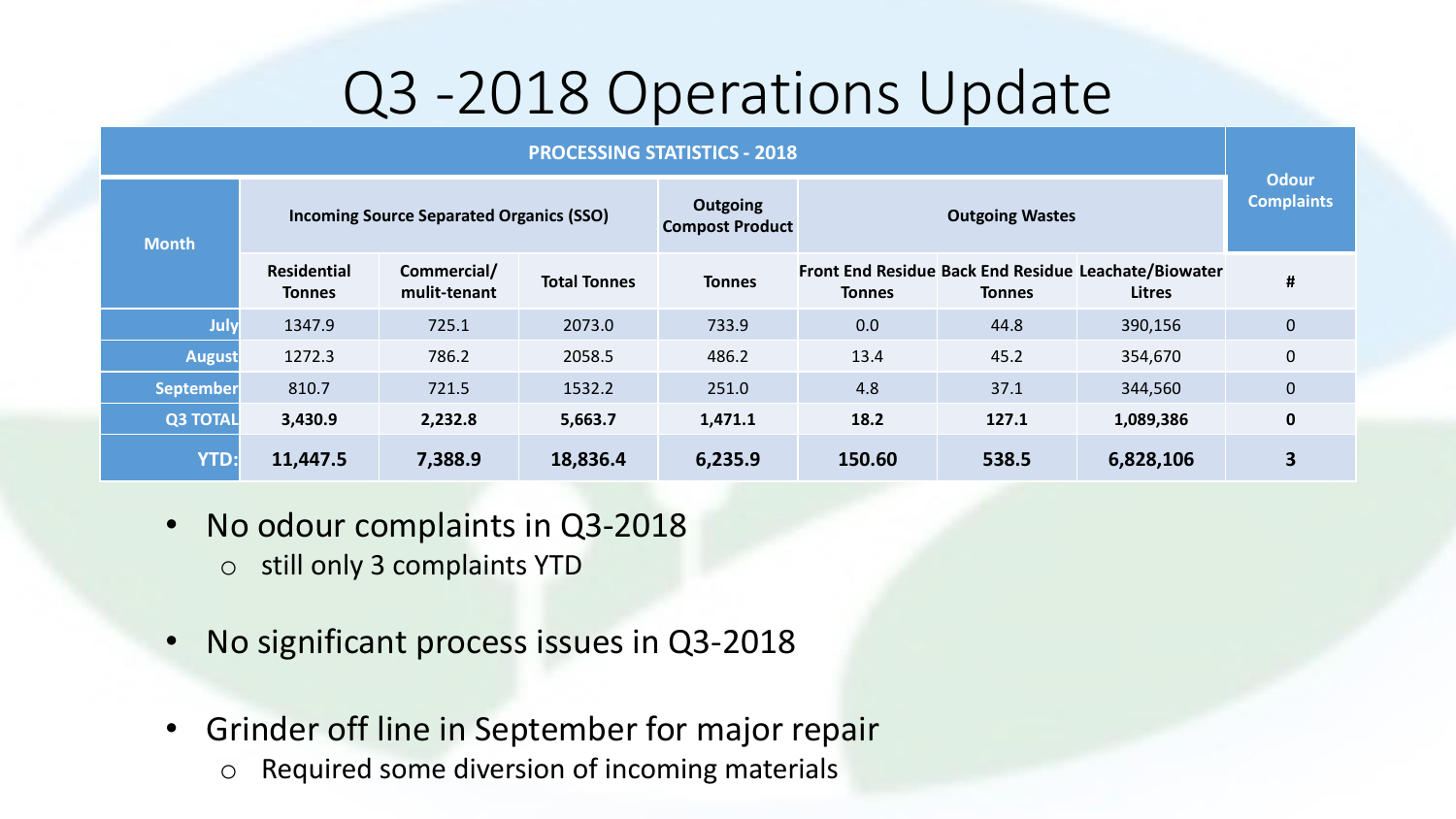# Q3 -2018 Operations Update

| PROCESSING STATISTICS - 2018 | | | | | | | | Odour Complaints |
|---|---|---|---|---|---|---|---|---|
| Month | Incoming Source Separated Organics (SSO) | | | Outgoing Compost Product | Outgoing Wastes | | | |
| | Residential Tonnes | Commercial/ mulit-tenant | Total Tonnes | Tonnes | Front End Residue Tonnes | Back End Residue Tonnes | Leachate/Biowater Litres | # |
| July | 1347.9 | 725.1 | 2073.0 | 733.9 | 0.0 | 44.8 | 390,156 | 0 |
| August | 1272.3 | 786.2 | 2058.5 | 486.2 | 13.4 | 45.2 | 354,670 | 0 |
| September | 810.7 | 721.5 | 1532.2 | 251.0 | 4.8 | 37.1 | 344,560 | 0 |
| **Q3 TOTAL** | **3,430.9** | **2,232.8** | **5,663.7** | **1,471.1** | **18.2** | **127.1** | **1,089,386** | **0** |
| **YTD:** | **11,447.5** | **7,388.9** | **18,836.4** | **6,235.9** | **150.60** | **538.5** | **6,828,106** | **3** |

- No odour complaints in Q3-2018
  - still only 3 complaints YTD
- No significant process issues in Q3-2018
- Grinder off line in September for major repair
  - Required some diversion of incoming materials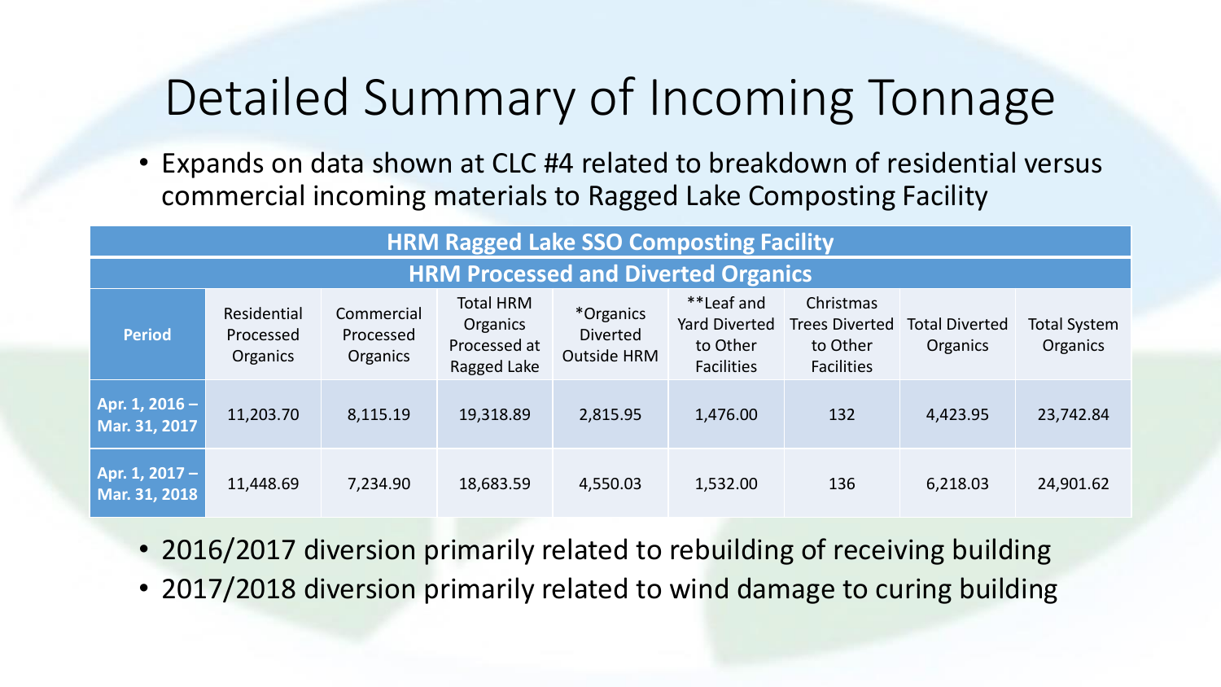# Detailed Summary of Incoming Tonnage

- Expands on data shown at CLC #4 related to breakdown of residential versus commercial incoming materials to Ragged Lake Composting Facility

| HRM Ragged Lake SSO Composting Facility | | | | | | | | |
|---|---|---|---|---|---|---|---|---|
| **HRM Processed and Diverted Organics** | | | | | | | | |
| **Period** | Residential Processed Organics | Commercial Processed Organics | Total HRM Organics Processed at Ragged Lake | *Organics Diverted Outside HRM | **Leaf and Yard Diverted to Other Facilities | Christmas Trees Diverted to Other Facilities | Total Diverted Organics | Total System Organics |
| **Apr. 1, 2016 – Mar. 31, 2017** | 11,203.70 | 8,115.19 | 19,318.89 | 2,815.95 | 1,476.00 | 132 | 4,423.95 | 23,742.84 |
| **Apr. 1, 2017 – Mar. 31, 2018** | 11,448.69 | 7,234.90 | 18,683.59 | 4,550.03 | 1,532.00 | 136 | 6,218.03 | 24,901.62 |

- 2016/2017 diversion primarily related to rebuilding of receiving building
- 2017/2018 diversion primarily related to wind damage to curing building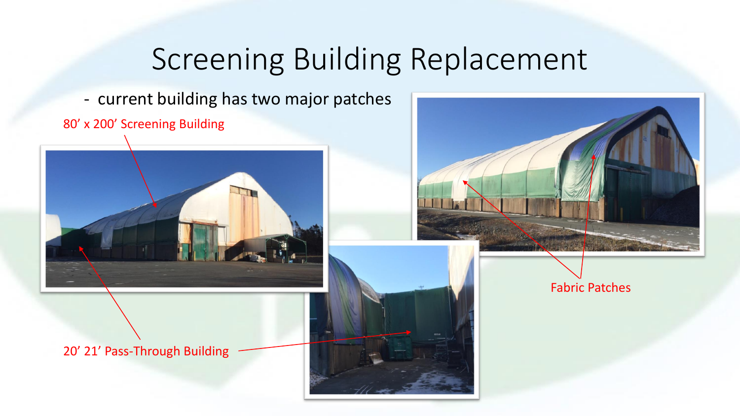# Screening Building Replacement

- current building has two major patches

80’ x 200’ Screening Building

20’ 21’ Pass-Through Building

Fabric Patches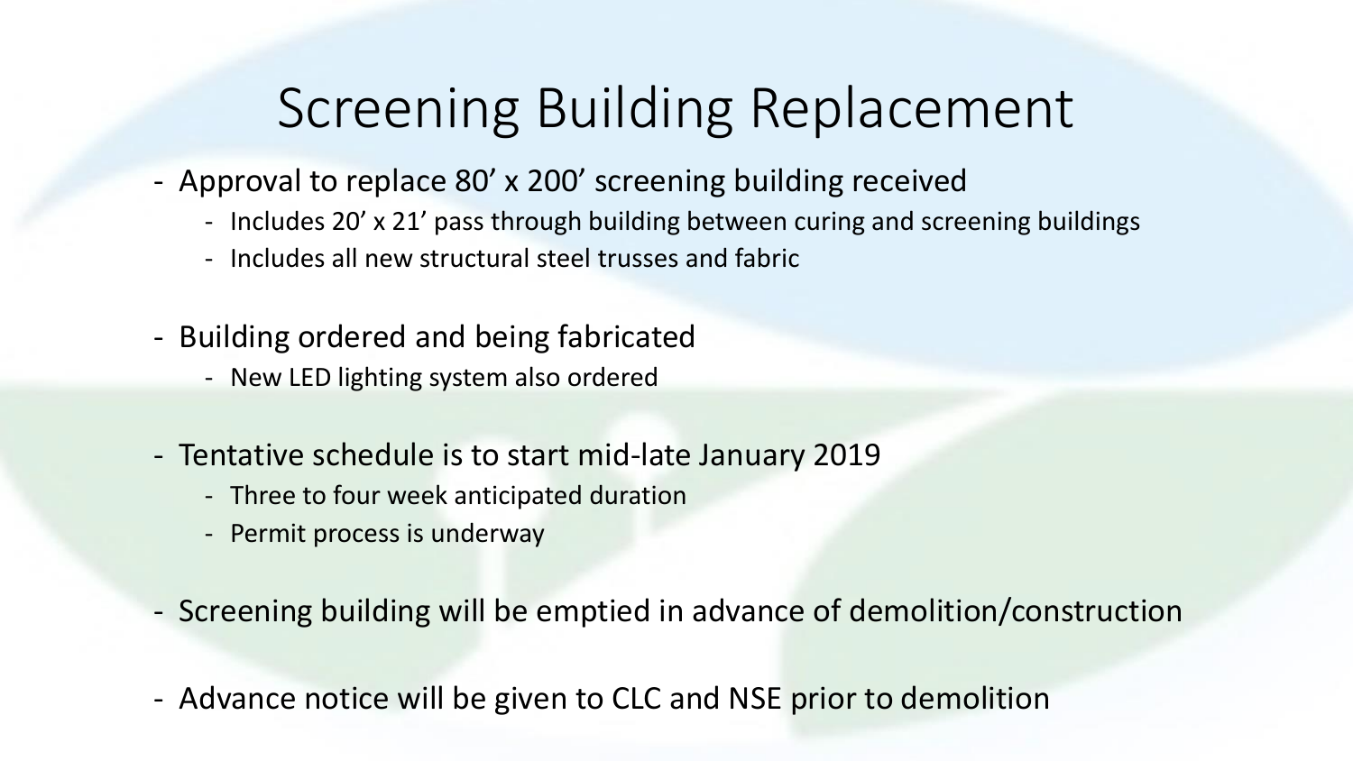# Screening Building Replacement

- Approval to replace 80' x 200' screening building received
  - Includes 20' x 21' pass through building between curing and screening buildings
  - Includes all new structural steel trusses and fabric

- Building ordered and being fabricated
  - New LED lighting system also ordered

- Tentative schedule is to start mid-late January 2019
  - Three to four week anticipated duration
  - Permit process is underway

- Screening building will be emptied in advance of demolition/construction

- Advance notice will be given to CLC and NSE prior to demolition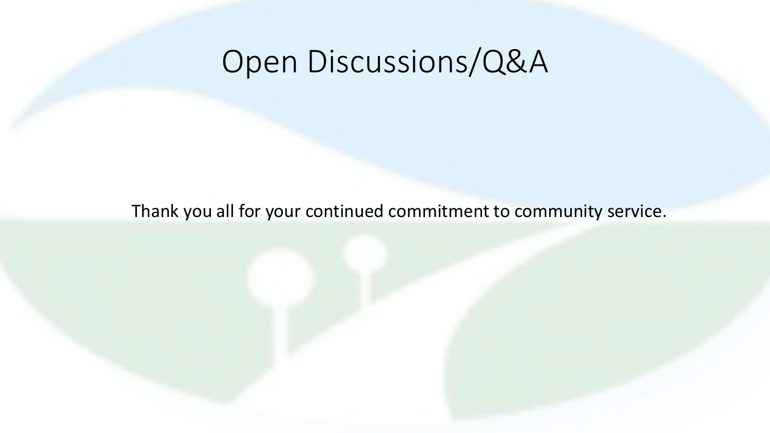# Open Discussions/Q&A

Thank you all for your continued commitment to community service.